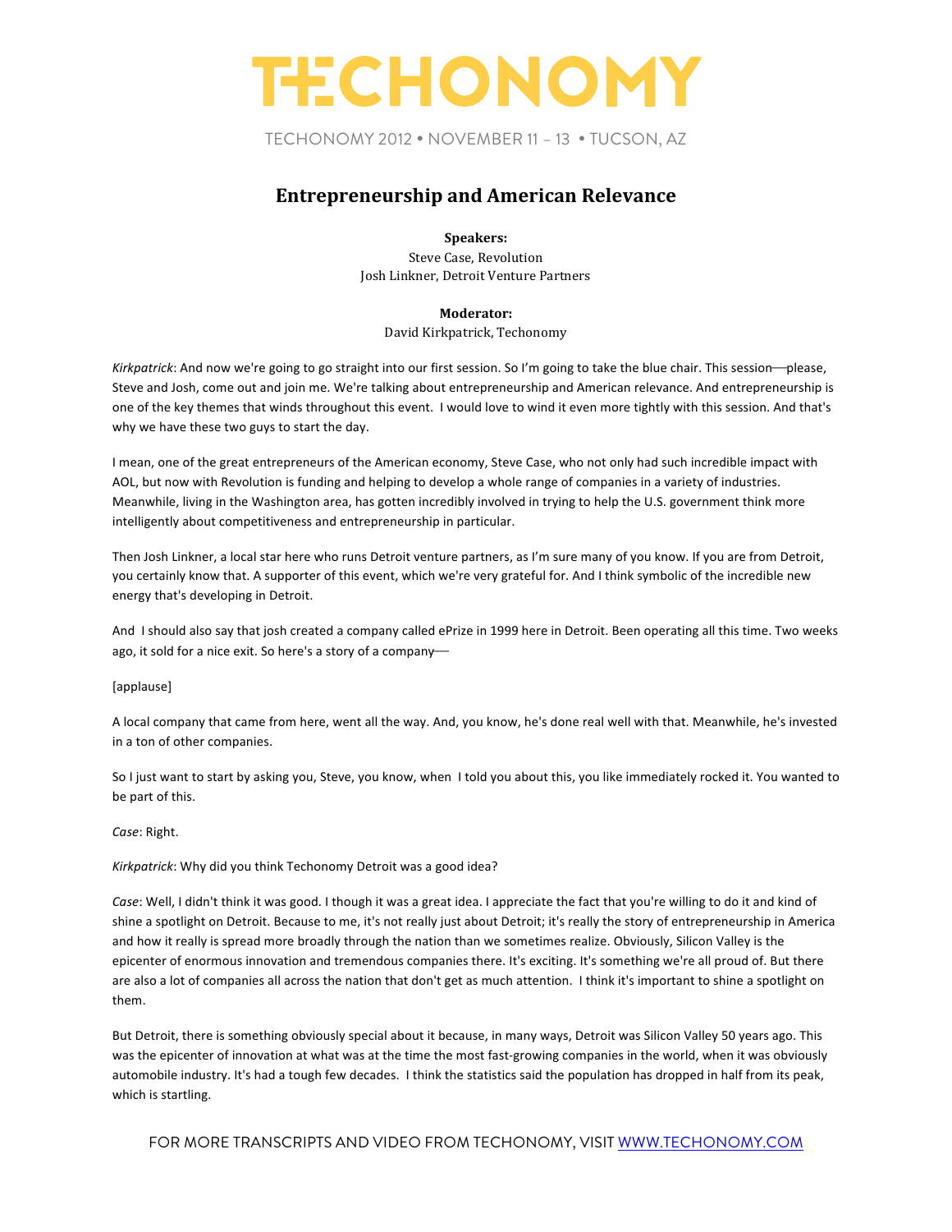# TECHONOMY

TECHONOMY 2012 • NOVEMBER 11 – 13 • TUCSON, AZ

## Entrepreneurship and American Relevance

**Speakers:**
Steve Case, Revolution
Josh Linkner, Detroit Venture Partners

**Moderator:**
David Kirkpatrick, Techonomy

*Kirkpatrick*: And now we're going to go straight into our first session. So I'm going to take the blue chair. This session—please, Steve and Josh, come out and join me. We're talking about entrepreneurship and American relevance. And entrepreneurship is one of the key themes that winds throughout this event. I would love to wind it even more tightly with this session. And that's why we have these two guys to start the day.

I mean, one of the great entrepreneurs of the American economy, Steve Case, who not only had such incredible impact with AOL, but now with Revolution is funding and helping to develop a whole range of companies in a variety of industries. Meanwhile, living in the Washington area, has gotten incredibly involved in trying to help the U.S. government think more intelligently about competitiveness and entrepreneurship in particular.

Then Josh Linkner, a local star here who runs Detroit venture partners, as I'm sure many of you know. If you are from Detroit, you certainly know that. A supporter of this event, which we're very grateful for. And I think symbolic of the incredible new energy that's developing in Detroit.

And I should also say that josh created a company called ePrize in 1999 here in Detroit. Been operating all this time. Two weeks ago, it sold for a nice exit. So here's a story of a company—

[applause]

A local company that came from here, went all the way. And, you know, he's done real well with that. Meanwhile, he's invested in a ton of other companies.

So I just want to start by asking you, Steve, you know, when I told you about this, you like immediately rocked it. You wanted to be part of this.

*Case*: Right.

*Kirkpatrick*: Why did you think Techonomy Detroit was a good idea?

*Case*: Well, I didn't think it was good. I though it was a great idea. I appreciate the fact that you're willing to do it and kind of shine a spotlight on Detroit. Because to me, it's not really just about Detroit; it's really the story of entrepreneurship in America and how it really is spread more broadly through the nation than we sometimes realize. Obviously, Silicon Valley is the epicenter of enormous innovation and tremendous companies there. It's exciting. It's something we're all proud of. But there are also a lot of companies all across the nation that don't get as much attention. I think it's important to shine a spotlight on them.

But Detroit, there is something obviously special about it because, in many ways, Detroit was Silicon Valley 50 years ago. This was the epicenter of innovation at what was at the time the most fast-growing companies in the world, when it was obviously automobile industry. It's had a tough few decades. I think the statistics said the population has dropped in half from its peak, which is startling.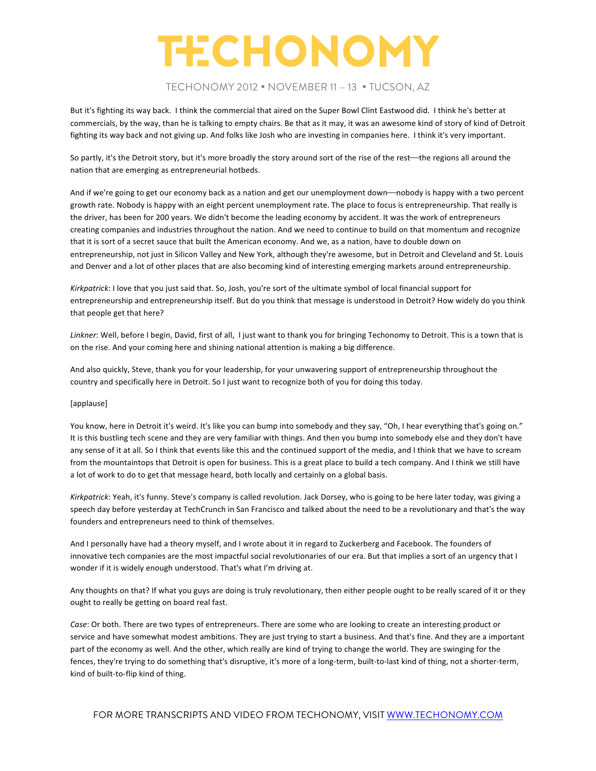But it's fighting its way back. I think the commercial that aired on the Super Bowl Clint Eastwood did. I think he's better at commercials, by the way, than he is talking to empty chairs. Be that as it may, it was an awesome kind of story of kind of Detroit fighting its way back and not giving up. And folks like Josh who are investing in companies here. I think it's very important.

So partly, it's the Detroit story, but it's more broadly the story around sort of the rise of the rest—the regions all around the nation that are emerging as entrepreneurial hotbeds.

And if we're going to get our economy back as a nation and get our unemployment down—nobody is happy with a two percent growth rate. Nobody is happy with an eight percent unemployment rate. The place to focus is entrepreneurship. That really is the driver, has been for 200 years. We didn't become the leading economy by accident. It was the work of entrepreneurs creating companies and industries throughout the nation. And we need to continue to build on that momentum and recognize that it is sort of a secret sauce that built the American economy. And we, as a nation, have to double down on entrepreneurship, not just in Silicon Valley and New York, although they're awesome, but in Detroit and Cleveland and St. Louis and Denver and a lot of other places that are also becoming kind of interesting emerging markets around entrepreneurship.

*Kirkpatrick*: I love that you just said that. So, Josh, you're sort of the ultimate symbol of local financial support for entrepreneurship and entrepreneurship itself. But do you think that message is understood in Detroit? How widely do you think that people get that here?

*Linkner*: Well, before I begin, David, first of all, I just want to thank you for bringing Techonomy to Detroit. This is a town that is on the rise. And your coming here and shining national attention is making a big difference.

And also quickly, Steve, thank you for your leadership, for your unwavering support of entrepreneurship throughout the country and specifically here in Detroit. So I just want to recognize both of you for doing this today.

[applause]

You know, here in Detroit it's weird. It's like you can bump into somebody and they say, "Oh, I hear everything that's going on." It is this bustling tech scene and they are very familiar with things. And then you bump into somebody else and they don't have any sense of it at all. So I think that events like this and the continued support of the media, and I think that we have to scream from the mountaintops that Detroit is open for business. This is a great place to build a tech company. And I think we still have a lot of work to do to get that message heard, both locally and certainly on a global basis.

*Kirkpatrick*: Yeah, it's funny. Steve's company is called revolution. Jack Dorsey, who is going to be here later today, was giving a speech day before yesterday at TechCrunch in San Francisco and talked about the need to be a revolutionary and that's the way founders and entrepreneurs need to think of themselves.

And I personally have had a theory myself, and I wrote about it in regard to Zuckerberg and Facebook. The founders of innovative tech companies are the most impactful social revolutionaries of our era. But that implies a sort of an urgency that I wonder if it is widely enough understood. That's what I'm driving at.

Any thoughts on that? If what you guys are doing is truly revolutionary, then either people ought to be really scared of it or they ought to really be getting on board real fast.

*Case*: Or both. There are two types of entrepreneurs. There are some who are looking to create an interesting product or service and have somewhat modest ambitions. They are just trying to start a business. And that's fine. And they are a important part of the economy as well. And the other, which really are kind of trying to change the world. They are swinging for the fences, they're trying to do something that's disruptive, it's more of a long-term, built-to-last kind of thing, not a shorter-term, kind of built-to-flip kind of thing.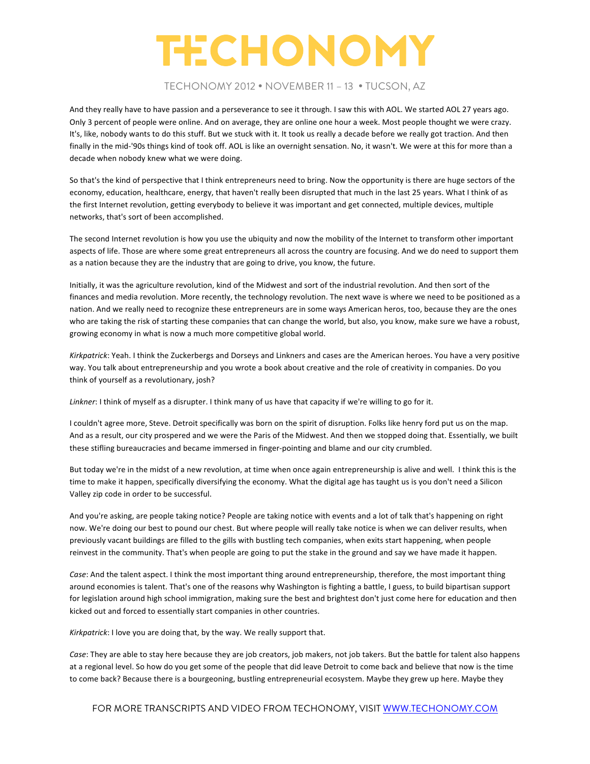And they really have to have passion and a perseverance to see it through. I saw this with AOL. We started AOL 27 years ago. Only 3 percent of people were online. And on average, they are online one hour a week. Most people thought we were crazy. It's, like, nobody wants to do this stuff. But we stuck with it. It took us really a decade before we really got traction. And then finally in the mid-'90s things kind of took off. AOL is like an overnight sensation. No, it wasn't. We were at this for more than a decade when nobody knew what we were doing.

So that's the kind of perspective that I think entrepreneurs need to bring. Now the opportunity is there are huge sectors of the economy, education, healthcare, energy, that haven't really been disrupted that much in the last 25 years. What I think of as the first Internet revolution, getting everybody to believe it was important and get connected, multiple devices, multiple networks, that's sort of been accomplished.

The second Internet revolution is how you use the ubiquity and now the mobility of the Internet to transform other important aspects of life. Those are where some great entrepreneurs all across the country are focusing. And we do need to support them as a nation because they are the industry that are going to drive, you know, the future.

Initially, it was the agriculture revolution, kind of the Midwest and sort of the industrial revolution. And then sort of the finances and media revolution. More recently, the technology revolution. The next wave is where we need to be positioned as a nation. And we really need to recognize these entrepreneurs are in some ways American heros, too, because they are the ones who are taking the risk of starting these companies that can change the world, but also, you know, make sure we have a robust, growing economy in what is now a much more competitive global world.

*Kirkpatrick*: Yeah. I think the Zuckerbergs and Dorseys and Linkners and cases are the American heroes. You have a very positive way. You talk about entrepreneurship and you wrote a book about creative and the role of creativity in companies. Do you think of yourself as a revolutionary, josh?

*Linkner*: I think of myself as a disrupter. I think many of us have that capacity if we're willing to go for it.

I couldn't agree more, Steve. Detroit specifically was born on the spirit of disruption. Folks like henry ford put us on the map. And as a result, our city prospered and we were the Paris of the Midwest. And then we stopped doing that. Essentially, we built these stifling bureaucracies and became immersed in finger-pointing and blame and our city crumbled.

But today we're in the midst of a new revolution, at time when once again entrepreneurship is alive and well. I think this is the time to make it happen, specifically diversifying the economy. What the digital age has taught us is you don't need a Silicon Valley zip code in order to be successful.

And you're asking, are people taking notice? People are taking notice with events and a lot of talk that's happening on right now. We're doing our best to pound our chest. But where people will really take notice is when we can deliver results, when previously vacant buildings are filled to the gills with bustling tech companies, when exits start happening, when people reinvest in the community. That's when people are going to put the stake in the ground and say we have made it happen.

*Case*: And the talent aspect. I think the most important thing around entrepreneurship, therefore, the most important thing around economies is talent. That's one of the reasons why Washington is fighting a battle, I guess, to build bipartisan support for legislation around high school immigration, making sure the best and brightest don't just come here for education and then kicked out and forced to essentially start companies in other countries.

*Kirkpatrick*: I love you are doing that, by the way. We really support that.

*Case*: They are able to stay here because they are job creators, job makers, not job takers. But the battle for talent also happens at a regional level. So how do you get some of the people that did leave Detroit to come back and believe that now is the time to come back? Because there is a bourgeoning, bustling entrepreneurial ecosystem. Maybe they grew up here. Maybe they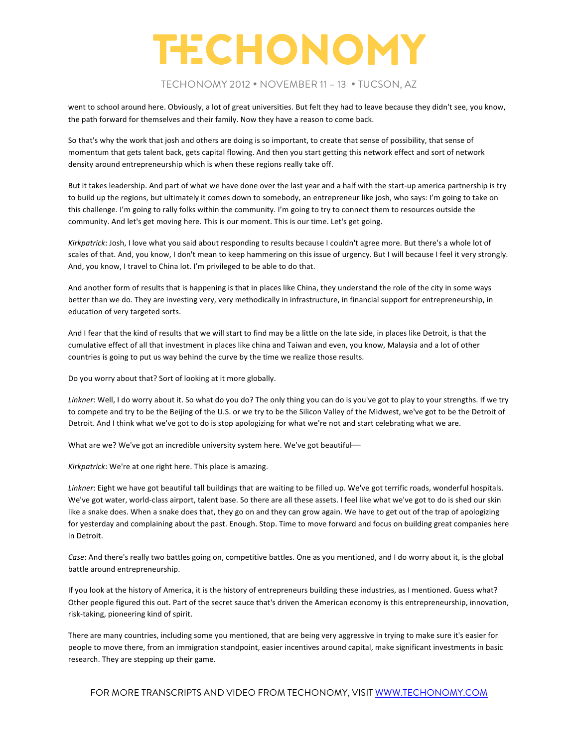went to school around here. Obviously, a lot of great universities. But felt they had to leave because they didn't see, you know, the path forward for themselves and their family. Now they have a reason to come back.

So that's why the work that josh and others are doing is so important, to create that sense of possibility, that sense of momentum that gets talent back, gets capital flowing. And then you start getting this network effect and sort of network density around entrepreneurship which is when these regions really take off.

But it takes leadership. And part of what we have done over the last year and a half with the start-up america partnership is try to build up the regions, but ultimately it comes down to somebody, an entrepreneur like josh, who says: I'm going to take on this challenge. I'm going to rally folks within the community. I'm going to try to connect them to resources outside the community. And let's get moving here. This is our moment. This is our time. Let's get going.

*Kirkpatrick*: Josh, I love what you said about responding to results because I couldn't agree more. But there's a whole lot of scales of that. And, you know, I don't mean to keep hammering on this issue of urgency. But I will because I feel it very strongly. And, you know, I travel to China lot. I'm privileged to be able to do that.

And another form of results that is happening is that in places like China, they understand the role of the city in some ways better than we do. They are investing very, very methodically in infrastructure, in financial support for entrepreneurship, in education of very targeted sorts.

And I fear that the kind of results that we will start to find may be a little on the late side, in places like Detroit, is that the cumulative effect of all that investment in places like china and Taiwan and even, you know, Malaysia and a lot of other countries is going to put us way behind the curve by the time we realize those results.

Do you worry about that? Sort of looking at it more globally.

*Linkner*: Well, I do worry about it. So what do you do? The only thing you can do is you've got to play to your strengths. If we try to compete and try to be the Beijing of the U.S. or we try to be the Silicon Valley of the Midwest, we've got to be the Detroit of Detroit. And I think what we've got to do is stop apologizing for what we're not and start celebrating what we are.

What are we? We've got an incredible university system here. We've got beautiful—

*Kirkpatrick*: We're at one right here. This place is amazing.

*Linkner*: Eight we have got beautiful tall buildings that are waiting to be filled up. We've got terrific roads, wonderful hospitals. We've got water, world-class airport, talent base. So there are all these assets. I feel like what we've got to do is shed our skin like a snake does. When a snake does that, they go on and they can grow again. We have to get out of the trap of apologizing for yesterday and complaining about the past. Enough. Stop. Time to move forward and focus on building great companies here in Detroit.

*Case*: And there's really two battles going on, competitive battles. One as you mentioned, and I do worry about it, is the global battle around entrepreneurship.

If you look at the history of America, it is the history of entrepreneurs building these industries, as I mentioned. Guess what? Other people figured this out. Part of the secret sauce that's driven the American economy is this entrepreneurship, innovation, risk-taking, pioneering kind of spirit.

There are many countries, including some you mentioned, that are being very aggressive in trying to make sure it's easier for people to move there, from an immigration standpoint, easier incentives around capital, make significant investments in basic research. They are stepping up their game.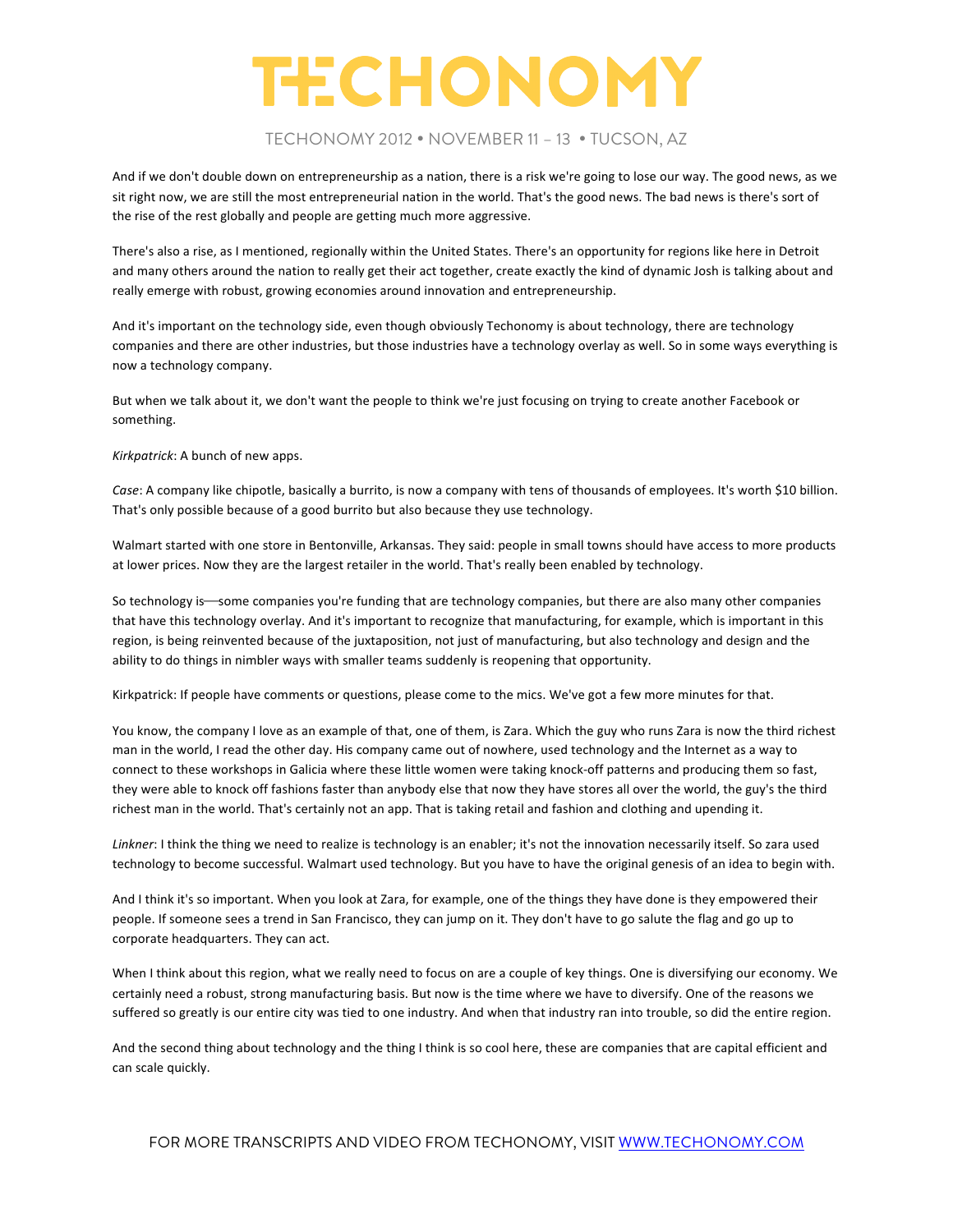And if we don't double down on entrepreneurship as a nation, there is a risk we're going to lose our way. The good news, as we sit right now, we are still the most entrepreneurial nation in the world. That's the good news. The bad news is there's sort of the rise of the rest globally and people are getting much more aggressive.

There's also a rise, as I mentioned, regionally within the United States. There's an opportunity for regions like here in Detroit and many others around the nation to really get their act together, create exactly the kind of dynamic Josh is talking about and really emerge with robust, growing economies around innovation and entrepreneurship.

And it's important on the technology side, even though obviously Techonomy is about technology, there are technology companies and there are other industries, but those industries have a technology overlay as well. So in some ways everything is now a technology company.

But when we talk about it, we don't want the people to think we're just focusing on trying to create another Facebook or something.

*Kirkpatrick*: A bunch of new apps.

*Case*: A company like chipotle, basically a burrito, is now a company with tens of thousands of employees. It's worth $10 billion. That's only possible because of a good burrito but also because they use technology.

Walmart started with one store in Bentonville, Arkansas. They said: people in small towns should have access to more products at lower prices. Now they are the largest retailer in the world. That's really been enabled by technology.

So technology is—some companies you're funding that are technology companies, but there are also many other companies that have this technology overlay. And it's important to recognize that manufacturing, for example, which is important in this region, is being reinvented because of the juxtaposition, not just of manufacturing, but also technology and design and the ability to do things in nimbler ways with smaller teams suddenly is reopening that opportunity.

Kirkpatrick: If people have comments or questions, please come to the mics. We've got a few more minutes for that.

You know, the company I love as an example of that, one of them, is Zara. Which the guy who runs Zara is now the third richest man in the world, I read the other day. His company came out of nowhere, used technology and the Internet as a way to connect to these workshops in Galicia where these little women were taking knock-off patterns and producing them so fast, they were able to knock off fashions faster than anybody else that now they have stores all over the world, the guy's the third richest man in the world. That's certainly not an app. That is taking retail and fashion and clothing and upending it.

*Linkner*: I think the thing we need to realize is technology is an enabler; it's not the innovation necessarily itself. So zara used technology to become successful. Walmart used technology. But you have to have the original genesis of an idea to begin with.

And I think it's so important. When you look at Zara, for example, one of the things they have done is they empowered their people. If someone sees a trend in San Francisco, they can jump on it. They don't have to go salute the flag and go up to corporate headquarters. They can act.

When I think about this region, what we really need to focus on are a couple of key things. One is diversifying our economy. We certainly need a robust, strong manufacturing basis. But now is the time where we have to diversify. One of the reasons we suffered so greatly is our entire city was tied to one industry. And when that industry ran into trouble, so did the entire region.

And the second thing about technology and the thing I think is so cool here, these are companies that are capital efficient and can scale quickly.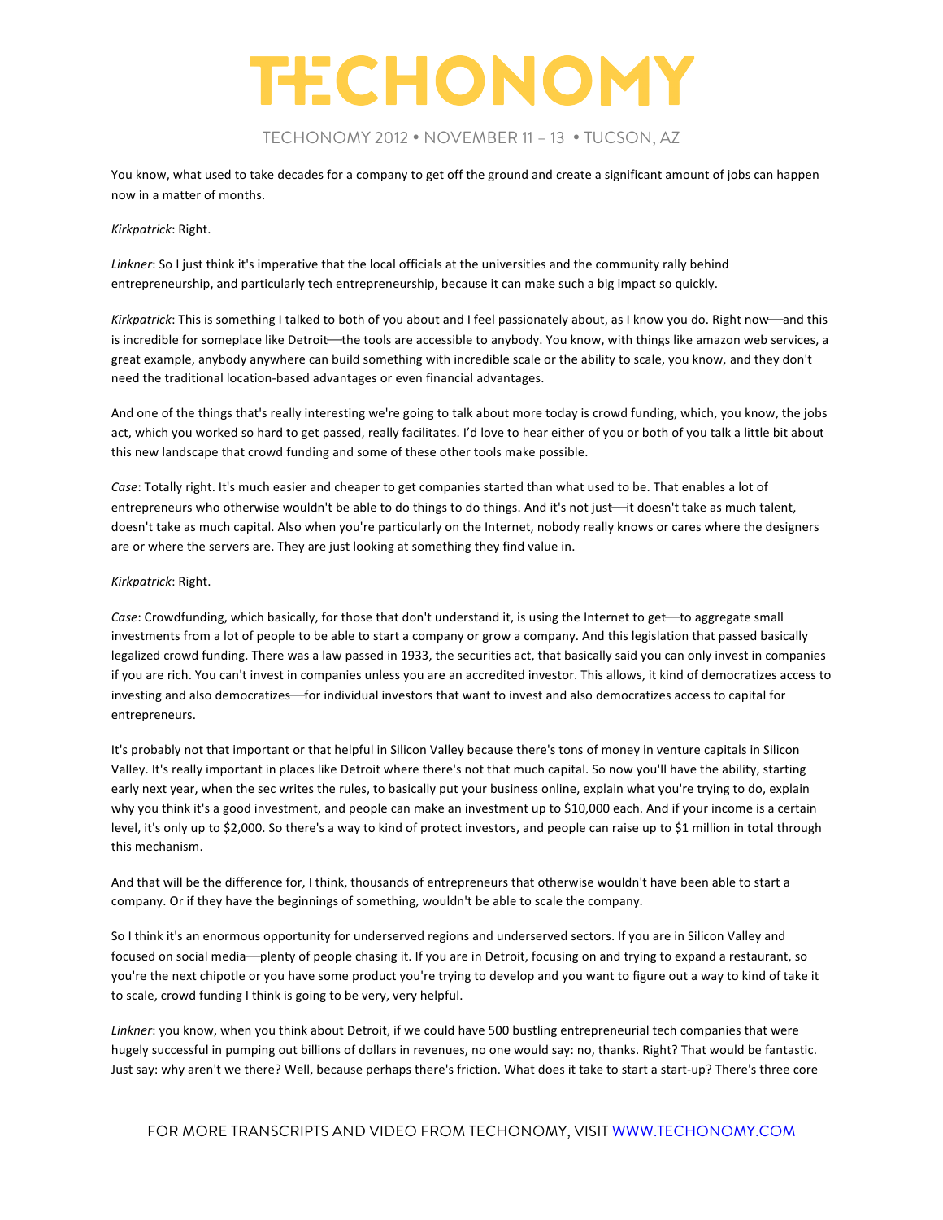You know, what used to take decades for a company to get off the ground and create a significant amount of jobs can happen now in a matter of months.

*Kirkpatrick*: Right.

*Linkner*: So I just think it's imperative that the local officials at the universities and the community rally behind entrepreneurship, and particularly tech entrepreneurship, because it can make such a big impact so quickly.

*Kirkpatrick*: This is something I talked to both of you about and I feel passionately about, as I know you do. Right now—and this is incredible for someplace like Detroit—the tools are accessible to anybody. You know, with things like amazon web services, a great example, anybody anywhere can build something with incredible scale or the ability to scale, you know, and they don't need the traditional location-based advantages or even financial advantages.

And one of the things that's really interesting we're going to talk about more today is crowd funding, which, you know, the jobs act, which you worked so hard to get passed, really facilitates. I'd love to hear either of you or both of you talk a little bit about this new landscape that crowd funding and some of these other tools make possible.

*Case*: Totally right. It's much easier and cheaper to get companies started than what used to be. That enables a lot of entrepreneurs who otherwise wouldn't be able to do things to do things. And it's not just—it doesn't take as much talent, doesn't take as much capital. Also when you're particularly on the Internet, nobody really knows or cares where the designers are or where the servers are. They are just looking at something they find value in.

*Kirkpatrick*: Right.

*Case*: Crowdfunding, which basically, for those that don't understand it, is using the Internet to get—to aggregate small investments from a lot of people to be able to start a company or grow a company. And this legislation that passed basically legalized crowd funding. There was a law passed in 1933, the securities act, that basically said you can only invest in companies if you are rich. You can't invest in companies unless you are an accredited investor. This allows, it kind of democratizes access to investing and also democratizes—for individual investors that want to invest and also democratizes access to capital for entrepreneurs.

It's probably not that important or that helpful in Silicon Valley because there's tons of money in venture capitals in Silicon Valley. It's really important in places like Detroit where there's not that much capital. So now you'll have the ability, starting early next year, when the sec writes the rules, to basically put your business online, explain what you're trying to do, explain why you think it's a good investment, and people can make an investment up to $10,000 each. And if your income is a certain level, it's only up to $2,000. So there's a way to kind of protect investors, and people can raise up to $1 million in total through this mechanism.

And that will be the difference for, I think, thousands of entrepreneurs that otherwise wouldn't have been able to start a company. Or if they have the beginnings of something, wouldn't be able to scale the company.

So I think it's an enormous opportunity for underserved regions and underserved sectors. If you are in Silicon Valley and focused on social media—plenty of people chasing it. If you are in Detroit, focusing on and trying to expand a restaurant, so you're the next chipotle or you have some product you're trying to develop and you want to figure out a way to kind of take it to scale, crowd funding I think is going to be very, very helpful.

*Linkner*: you know, when you think about Detroit, if we could have 500 bustling entrepreneurial tech companies that were hugely successful in pumping out billions of dollars in revenues, no one would say: no, thanks. Right? That would be fantastic. Just say: why aren't we there? Well, because perhaps there's friction. What does it take to start a start-up? There's three core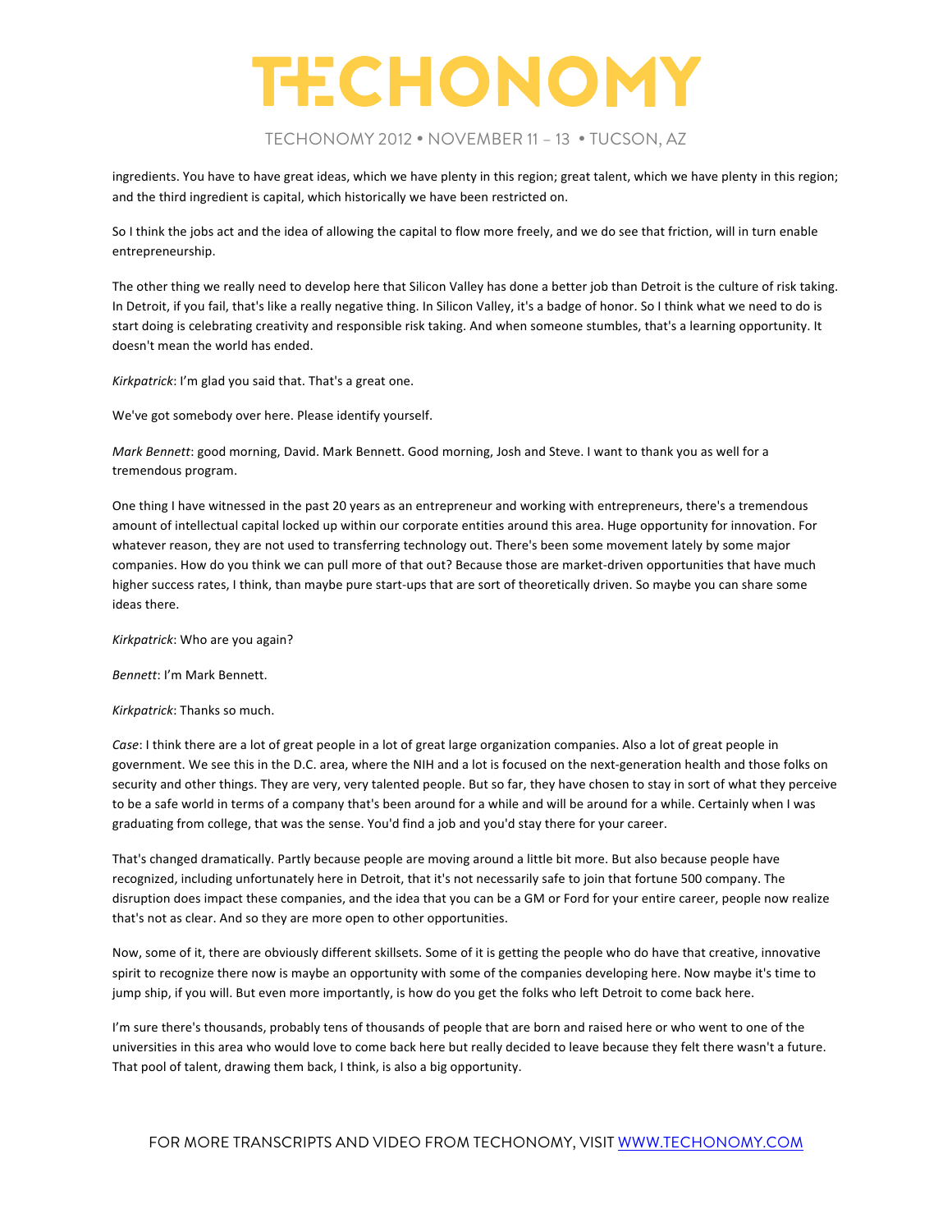ingredients. You have to have great ideas, which we have plenty in this region; great talent, which we have plenty in this region; and the third ingredient is capital, which historically we have been restricted on.

So I think the jobs act and the idea of allowing the capital to flow more freely, and we do see that friction, will in turn enable entrepreneurship.

The other thing we really need to develop here that Silicon Valley has done a better job than Detroit is the culture of risk taking. In Detroit, if you fail, that's like a really negative thing. In Silicon Valley, it's a badge of honor. So I think what we need to do is start doing is celebrating creativity and responsible risk taking. And when someone stumbles, that's a learning opportunity. It doesn't mean the world has ended.

*Kirkpatrick*: I'm glad you said that. That's a great one.

We've got somebody over here. Please identify yourself.

*Mark Bennett*: good morning, David. Mark Bennett. Good morning, Josh and Steve. I want to thank you as well for a tremendous program.

One thing I have witnessed in the past 20 years as an entrepreneur and working with entrepreneurs, there's a tremendous amount of intellectual capital locked up within our corporate entities around this area. Huge opportunity for innovation. For whatever reason, they are not used to transferring technology out. There's been some movement lately by some major companies. How do you think we can pull more of that out? Because those are market-driven opportunities that have much higher success rates, I think, than maybe pure start-ups that are sort of theoretically driven. So maybe you can share some ideas there.

*Kirkpatrick*: Who are you again?

*Bennett*: I'm Mark Bennett.

*Kirkpatrick*: Thanks so much.

*Case*: I think there are a lot of great people in a lot of great large organization companies. Also a lot of great people in government. We see this in the D.C. area, where the NIH and a lot is focused on the next-generation health and those folks on security and other things. They are very, very talented people. But so far, they have chosen to stay in sort of what they perceive to be a safe world in terms of a company that's been around for a while and will be around for a while. Certainly when I was graduating from college, that was the sense. You'd find a job and you'd stay there for your career.

That's changed dramatically. Partly because people are moving around a little bit more. But also because people have recognized, including unfortunately here in Detroit, that it's not necessarily safe to join that fortune 500 company. The disruption does impact these companies, and the idea that you can be a GM or Ford for your entire career, people now realize that's not as clear. And so they are more open to other opportunities.

Now, some of it, there are obviously different skillsets. Some of it is getting the people who do have that creative, innovative spirit to recognize there now is maybe an opportunity with some of the companies developing here. Now maybe it's time to jump ship, if you will. But even more importantly, is how do you get the folks who left Detroit to come back here.

I'm sure there's thousands, probably tens of thousands of people that are born and raised here or who went to one of the universities in this area who would love to come back here but really decided to leave because they felt there wasn't a future. That pool of talent, drawing them back, I think, is also a big opportunity.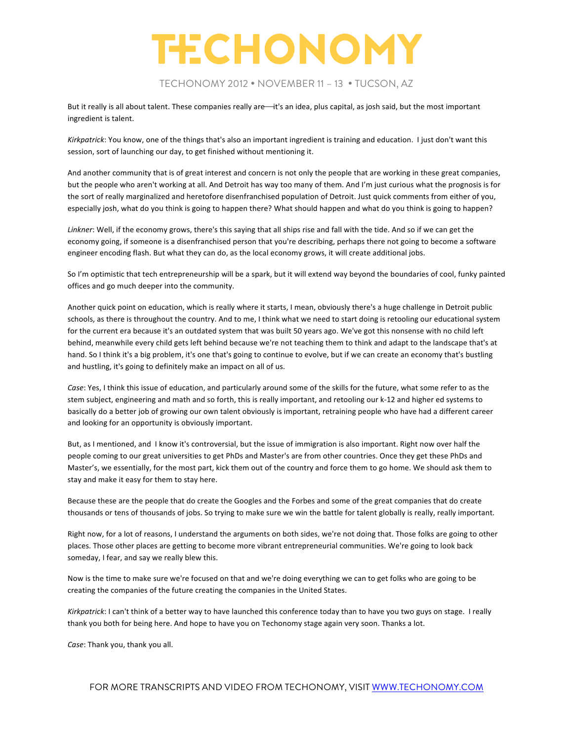But it really is all about talent. These companies really are—it's an idea, plus capital, as josh said, but the most important ingredient is talent.

*Kirkpatrick*: You know, one of the things that's also an important ingredient is training and education. I just don't want this session, sort of launching our day, to get finished without mentioning it.

And another community that is of great interest and concern is not only the people that are working in these great companies, but the people who aren't working at all. And Detroit has way too many of them. And I'm just curious what the prognosis is for the sort of really marginalized and heretofore disenfranchised population of Detroit. Just quick comments from either of you, especially josh, what do you think is going to happen there? What should happen and what do you think is going to happen?

*Linkner*: Well, if the economy grows, there's this saying that all ships rise and fall with the tide. And so if we can get the economy going, if someone is a disenfranchised person that you're describing, perhaps there not going to become a software engineer encoding flash. But what they can do, as the local economy grows, it will create additional jobs.

So I'm optimistic that tech entrepreneurship will be a spark, but it will extend way beyond the boundaries of cool, funky painted offices and go much deeper into the community.

Another quick point on education, which is really where it starts, I mean, obviously there's a huge challenge in Detroit public schools, as there is throughout the country. And to me, I think what we need to start doing is retooling our educational system for the current era because it's an outdated system that was built 50 years ago. We've got this nonsense with no child left behind, meanwhile every child gets left behind because we're not teaching them to think and adapt to the landscape that's at hand. So I think it's a big problem, it's one that's going to continue to evolve, but if we can create an economy that's bustling and hustling, it's going to definitely make an impact on all of us.

*Case*: Yes, I think this issue of education, and particularly around some of the skills for the future, what some refer to as the stem subject, engineering and math and so forth, this is really important, and retooling our k-12 and higher ed systems to basically do a better job of growing our own talent obviously is important, retraining people who have had a different career and looking for an opportunity is obviously important.

But, as I mentioned, and I know it's controversial, but the issue of immigration is also important. Right now over half the people coming to our great universities to get PhDs and Master's are from other countries. Once they get these PhDs and Master's, we essentially, for the most part, kick them out of the country and force them to go home. We should ask them to stay and make it easy for them to stay here.

Because these are the people that do create the Googles and the Forbes and some of the great companies that do create thousands or tens of thousands of jobs. So trying to make sure we win the battle for talent globally is really, really important.

Right now, for a lot of reasons, I understand the arguments on both sides, we're not doing that. Those folks are going to other places. Those other places are getting to become more vibrant entrepreneurial communities. We're going to look back someday, I fear, and say we really blew this.

Now is the time to make sure we're focused on that and we're doing everything we can to get folks who are going to be creating the companies of the future creating the companies in the United States.

*Kirkpatrick*: I can't think of a better way to have launched this conference today than to have you two guys on stage. I really thank you both for being here. And hope to have you on Techonomy stage again very soon. Thanks a lot.

*Case*: Thank you, thank you all.